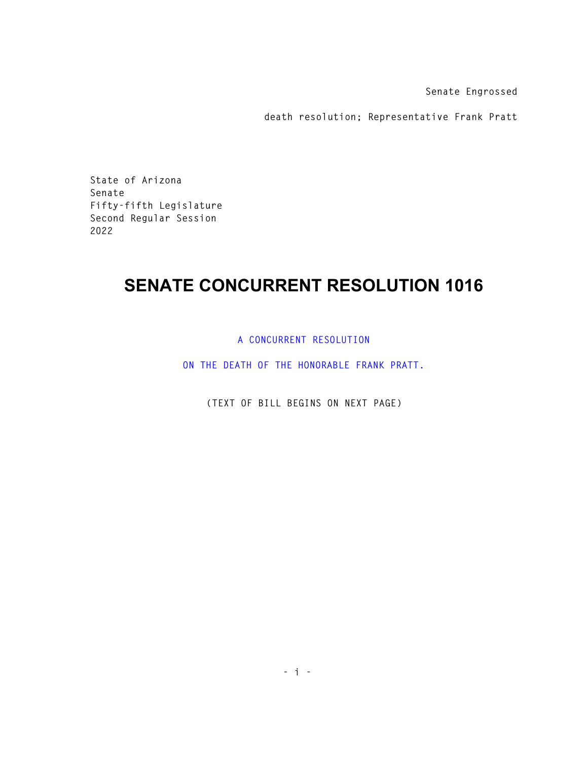Senate Engrossed

death resolution; Representative Frank Pratt

State of Arizona
Senate
Fifty-fifth Legislature
Second Regular Session
2022

# SENATE CONCURRENT RESOLUTION 1016

A CONCURRENT RESOLUTION

ON THE DEATH OF THE HONORABLE FRANK PRATT.

(TEXT OF BILL BEGINS ON NEXT PAGE)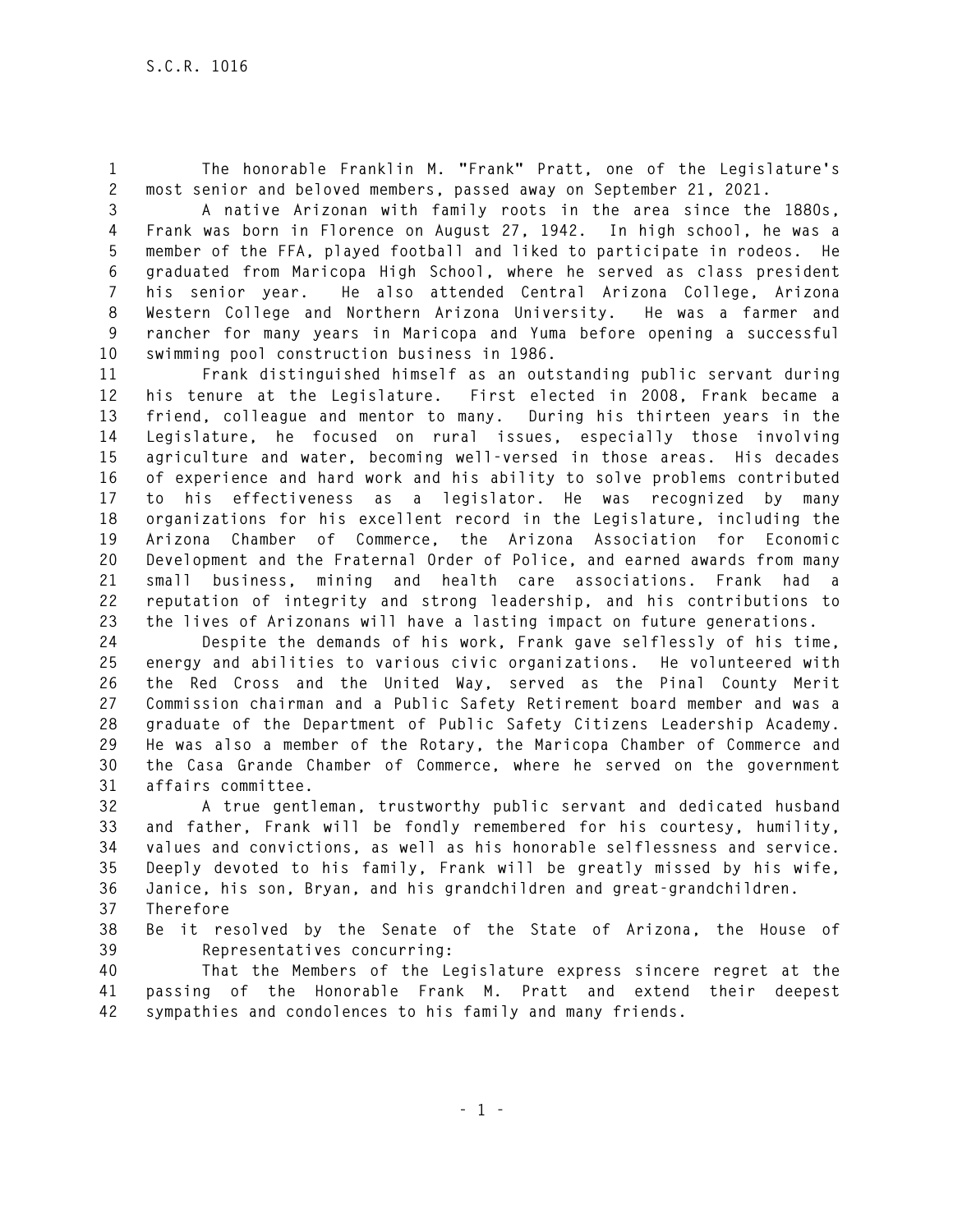The honorable Franklin M. "Frank" Pratt, one of the Legislature's most senior and beloved members, passed away on September 21, 2021.

A native Arizonan with family roots in the area since the 1880s, Frank was born in Florence on August 27, 1942. In high school, he was a member of the FFA, played football and liked to participate in rodeos. He graduated from Maricopa High School, where he served as class president his senior year. He also attended Central Arizona College, Arizona Western College and Northern Arizona University. He was a farmer and rancher for many years in Maricopa and Yuma before opening a successful swimming pool construction business in 1986.

Frank distinguished himself as an outstanding public servant during his tenure at the Legislature. First elected in 2008, Frank became a friend, colleague and mentor to many. During his thirteen years in the Legislature, he focused on rural issues, especially those involving agriculture and water, becoming well-versed in those areas. His decades of experience and hard work and his ability to solve problems contributed to his effectiveness as a legislator. He was recognized by many organizations for his excellent record in the Legislature, including the Arizona Chamber of Commerce, the Arizona Association for Economic Development and the Fraternal Order of Police, and earned awards from many small business, mining and health care associations. Frank had a reputation of integrity and strong leadership, and his contributions to the lives of Arizonans will have a lasting impact on future generations.

Despite the demands of his work, Frank gave selflessly of his time, energy and abilities to various civic organizations. He volunteered with the Red Cross and the United Way, served as the Pinal County Merit Commission chairman and a Public Safety Retirement board member and was a graduate of the Department of Public Safety Citizens Leadership Academy. He was also a member of the Rotary, the Maricopa Chamber of Commerce and the Casa Grande Chamber of Commerce, where he served on the government affairs committee.

A true gentleman, trustworthy public servant and dedicated husband and father, Frank will be fondly remembered for his courtesy, humility, values and convictions, as well as his honorable selflessness and service. Deeply devoted to his family, Frank will be greatly missed by his wife, Janice, his son, Bryan, and his grandchildren and great-grandchildren.

Therefore

Be it resolved by the Senate of the State of Arizona, the House of Representatives concurring:

That the Members of the Legislature express sincere regret at the passing of the Honorable Frank M. Pratt and extend their deepest sympathies and condolences to his family and many friends.